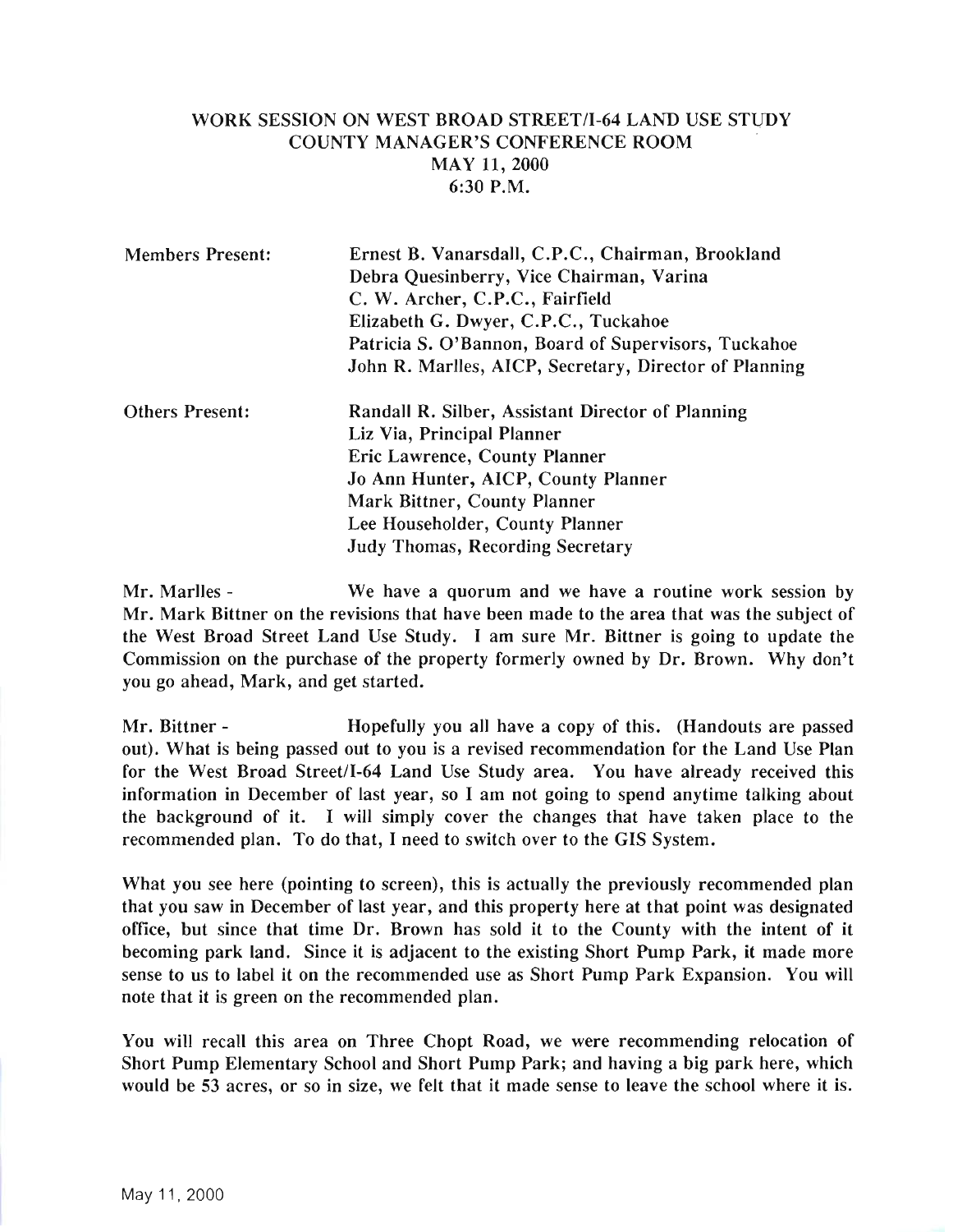# WORK SESSION ON WEST BROAD STREET/I-64 LAND USE STUDY
## COUNTY MANAGER'S CONFERENCE ROOM
## MAY 11, 2000
## 6:30 P.M.

| | |
|---|---|
| Members Present: | Ernest B. Vanarsdall, C.P.C., Chairman, Brookland |
| | Debra Quesinberry, Vice Chairman, Varina |
| | C. W. Archer, C.P.C., Fairfield |
| | Elizabeth G. Dwyer, C.P.C., Tuckahoe |
| | Patricia S. O'Bannon, Board of Supervisors, Tuckahoe |
| | John R. Marlles, AICP, Secretary, Director of Planning |
| Others Present: | Randall R. Silber, Assistant Director of Planning |
| | Liz Via, Principal Planner |
| | Eric Lawrence, County Planner |
| | Jo Ann Hunter, AICP, County Planner |
| | Mark Bittner, County Planner |
| | Lee Householder, County Planner |
| | Judy Thomas, Recording Secretary |

Mr. Marlles - We have a quorum and we have a routine work session by Mr. Mark Bittner on the revisions that have been made to the area that was the subject of the West Broad Street Land Use Study. I am sure Mr. Bittner is going to update the Commission on the purchase of the property formerly owned by Dr. Brown. Why don't you go ahead, Mark, and get started.

Mr. Bittner - Hopefully you all have a copy of this. (Handouts are passed out). What is being passed out to you is a revised recommendation for the Land Use Plan for the West Broad Street/I-64 Land Use Study area. You have already received this information in December of last year, so I am not going to spend anytime talking about the background of it. I will simply cover the changes that have taken place to the recommended plan. To do that, I need to switch over to the GIS System.

What you see here (pointing to screen), this is actually the previously recommended plan that you saw in December of last year, and this property here at that point was designated office, but since that time Dr. Brown has sold it to the County with the intent of it becoming park land. Since it is adjacent to the existing Short Pump Park, it made more sense to us to label it on the recommended use as Short Pump Park Expansion. You will note that it is green on the recommended plan.

You will recall this area on Three Chopt Road, we were recommending relocation of Short Pump Elementary School and Short Pump Park; and having a big park here, which would be 53 acres, or so in size, we felt that it made sense to leave the school where it is.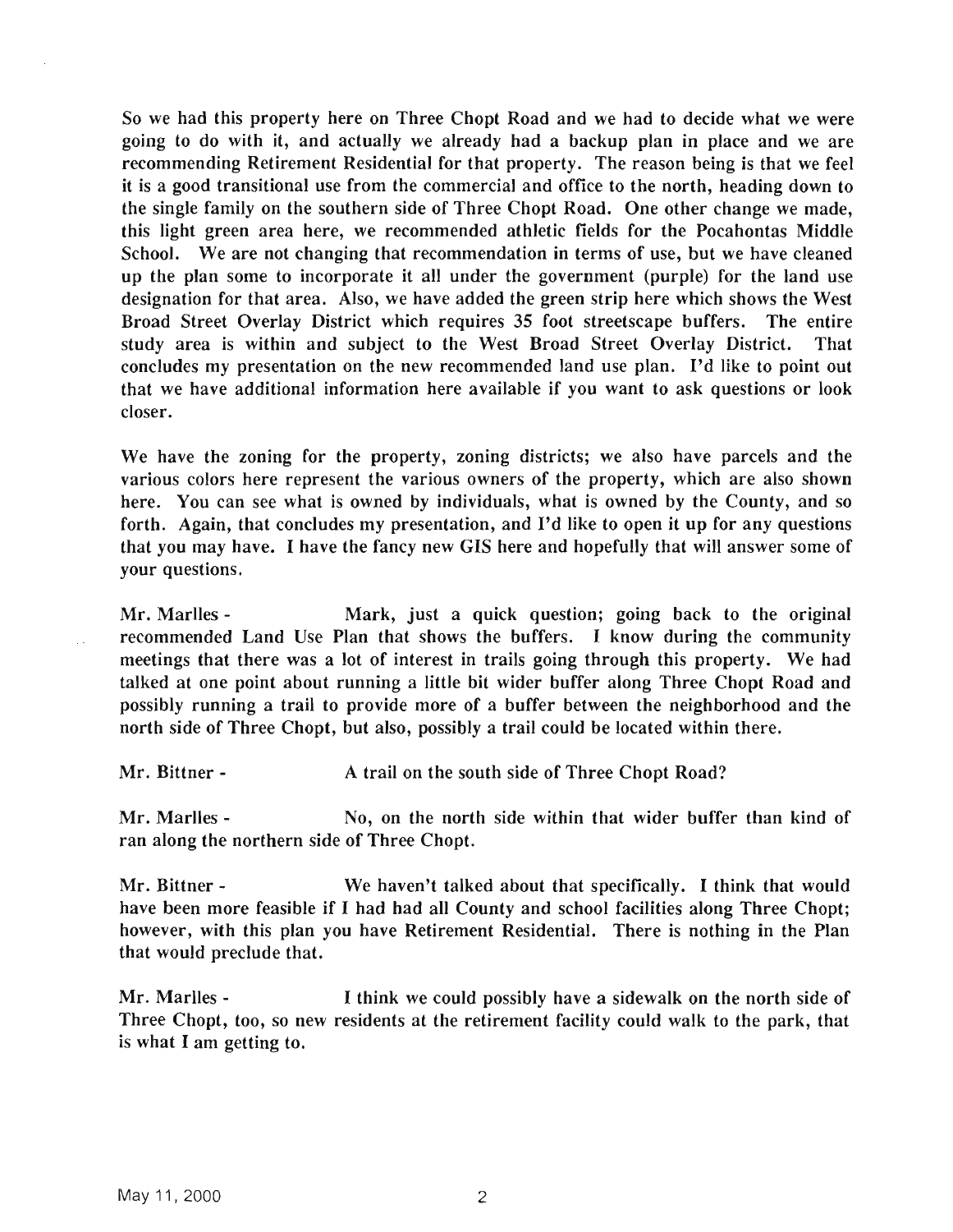So we had this property here on Three Chopt Road and we had to decide what we were going to do with it, and actually we already had a backup plan in place and we are recommending Retirement Residential for that property. The reason being is that we feel it is a good transitional use from the commercial and office to the north, heading down to the single family on the southern side of Three Chopt Road. One other change we made, this light green area here, we recommended athletic fields for the Pocahontas Middle School. We are not changing that recommendation in terms of use, but we have cleaned up the plan some to incorporate it all under the government (purple) for the land use designation for that area. Also, we have added the green strip here which shows the West Broad Street Overlay District which requires 35 foot streetscape buffers. The entire study area is within and subject to the West Broad Street Overlay District. That concludes my presentation on the new recommended land use plan. I'd like to point out that we have additional information here available if you want to ask questions or look closer.

We have the zoning for the property, zoning districts; we also have parcels and the various colors here represent the various owners of the property, which are also shown here. You can see what is owned by individuals, what is owned by the County, and so forth. Again, that concludes my presentation, and I'd like to open it up for any questions that you may have. I have the fancy new GIS here and hopefully that will answer some of your questions.

Mr. Marlles - Mark, just a quick question; going back to the original recommended Land Use Plan that shows the buffers. I know during the community meetings that there was a lot of interest in trails going through this property. We had talked at one point about running a little bit wider buffer along Three Chopt Road and possibly running a trail to provide more of a buffer between the neighborhood and the north side of Three Chopt, but also, possibly a trail could be located within there.

Mr. Bittner - A trail on the south side of Three Chopt Road?

Mr. Marlles - No, on the north side within that wider buffer than kind of ran along the northern side of Three Chopt.

Mr. Bittner - We haven't talked about that specifically. I think that would have been more feasible if I had had all County and school facilities along Three Chopt; however, with this plan you have Retirement Residential. There is nothing in the Plan that would preclude that.

Mr. Marlles - I think we could possibly have a sidewalk on the north side of Three Chopt, too, so new residents at the retirement facility could walk to the park, that is what I am getting to.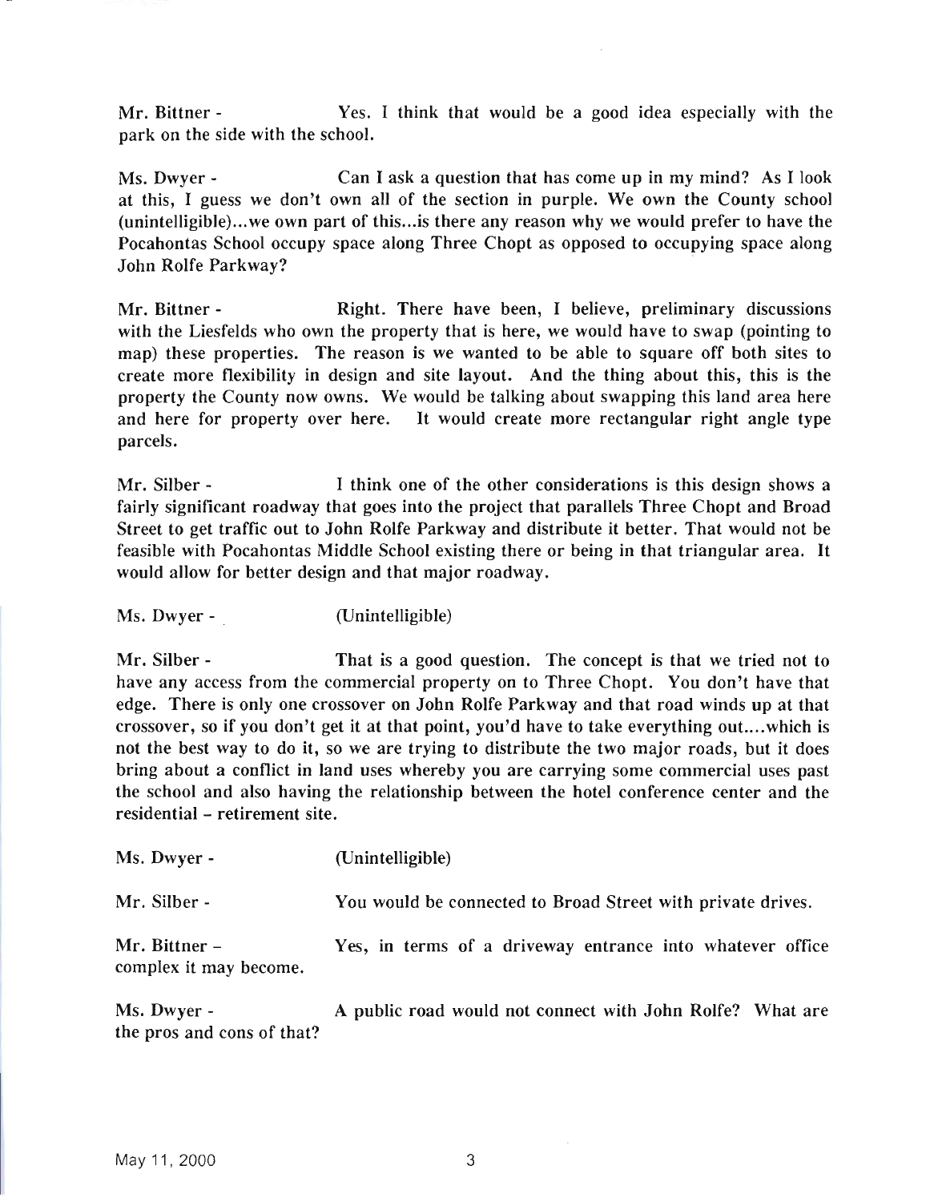Mr. Bittner - Yes. I think that would be a good idea especially with the park on the side with the school.

Ms. Dwyer - Can I ask a question that has come up in my mind? As I look at this, I guess we don't own all of the section in purple. We own the County school (unintelligible)...we own part of this...is there any reason why we would prefer to have the Pocahontas School occupy space along Three Chopt as opposed to occupying space along John Rolfe Parkway?

Mr. Bittner - Right. There have been, I believe, preliminary discussions with the Liesfelds who own the property that is here, we would have to swap (pointing to map) these properties. The reason is we wanted to be able to square off both sites to create more flexibility in design and site layout. And the thing about this, this is the property the County now owns. We would be talking about swapping this land area here and here for property over here. It would create more rectangular right angle type parcels.

Mr. Silber - I think one of the other considerations is this design shows a fairly significant roadway that goes into the project that parallels Three Chopt and Broad Street to get traffic out to John Rolfe Parkway and distribute it better. That would not be feasible with Pocahontas Middle School existing there or being in that triangular area. It would allow for better design and that major roadway.

Ms. Dwyer - (Unintelligible)

Mr. Silber - That is a good question. The concept is that we tried not to have any access from the commercial property on to Three Chopt. You don't have that edge. There is only one crossover on John Rolfe Parkway and that road winds up at that crossover, so if you don't get it at that point, you'd have to take everything out....which is not the best way to do it, so we are trying to distribute the two major roads, but it does bring about a conflict in land uses whereby you are carrying some commercial uses past the school and also having the relationship between the hotel conference center and the residential – retirement site.

Ms. Dwyer - (Unintelligible)

Mr. Silber - You would be connected to Broad Street with private drives.

Mr. Bittner – Yes, in terms of a driveway entrance into whatever office complex it may become.

Ms. Dwyer - A public road would not connect with John Rolfe? What are the pros and cons of that?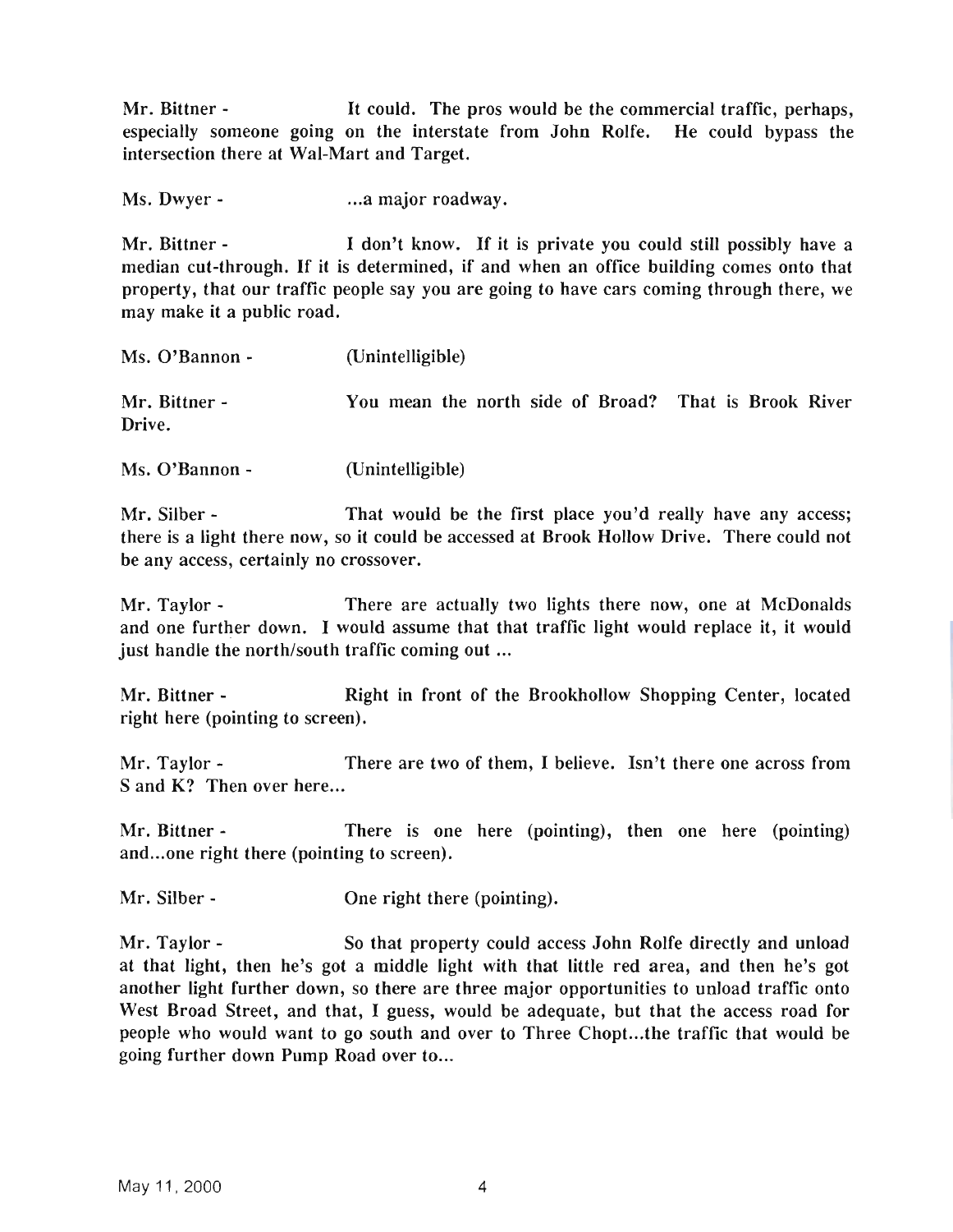Mr. Bittner - It could. The pros would be the commercial traffic, perhaps, especially someone going on the interstate from John Rolfe. He could bypass the intersection there at Wal-Mart and Target.

Ms. Dwyer - ...a major roadway.

Mr. Bittner - I don't know. If it is private you could still possibly have a median cut-through. If it is determined, if and when an office building comes onto that property, that our traffic people say you are going to have cars coming through there, we may make it a public road.

Ms. O'Bannon - (Unintelligible)

Mr. Bittner - You mean the north side of Broad? That is Brook River Drive.

Ms. O'Bannon - (Unintelligible)

Mr. Silber - That would be the first place you'd really have any access; there is a light there now, so it could be accessed at Brook Hollow Drive. There could not be any access, certainly no crossover.

Mr. Taylor - There are actually two lights there now, one at McDonalds and one further down. I would assume that that traffic light would replace it, it would just handle the north/south traffic coming out ...

Mr. Bittner - Right in front of the Brookhollow Shopping Center, located right here (pointing to screen).

Mr. Taylor - There are two of them, I believe. Isn't there one across from S and K? Then over here...

Mr. Bittner - There is one here (pointing), then one here (pointing) and...one right there (pointing to screen).

Mr. Silber - One right there (pointing).

Mr. Taylor - So that property could access John Rolfe directly and unload at that light, then he's got a middle light with that little red area, and then he's got another light further down, so there are three major opportunities to unload traffic onto West Broad Street, and that, I guess, would be adequate, but that the access road for people who would want to go south and over to Three Chopt...the traffic that would be going further down Pump Road over to...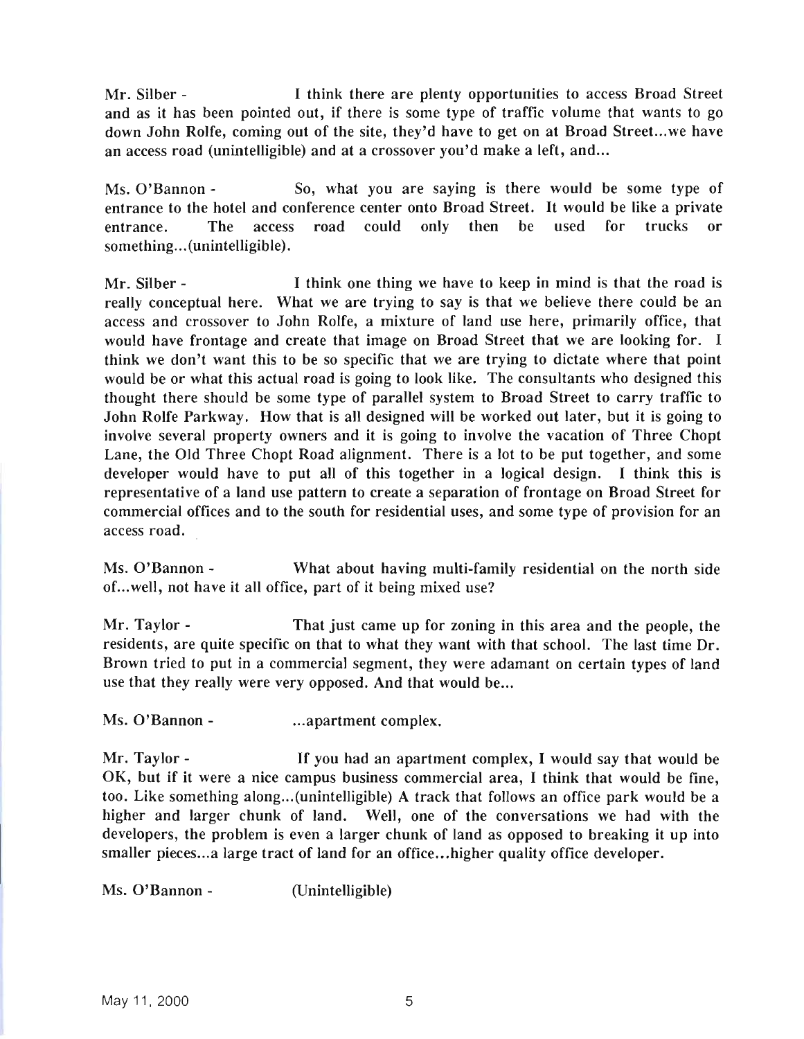Mr. Silber - I think there are plenty opportunities to access Broad Street and as it has been pointed out, if there is some type of traffic volume that wants to go down John Rolfe, coming out of the site, they'd have to get on at Broad Street...we have an access road (unintelligible) and at a crossover you'd make a left, and...

Ms. O'Bannon - So, what you are saying is there would be some type of entrance to the hotel and conference center onto Broad Street. It would be like a private entrance. The access road could only then be used for trucks or something...(unintelligible).

Mr. Silber - I think one thing we have to keep in mind is that the road is really conceptual here. What we are trying to say is that we believe there could be an access and crossover to John Rolfe, a mixture of land use here, primarily office, that would have frontage and create that image on Broad Street that we are looking for. I think we don't want this to be so specific that we are trying to dictate where that point would be or what this actual road is going to look like. The consultants who designed this thought there should be some type of parallel system to Broad Street to carry traffic to John Rolfe Parkway. How that is all designed will be worked out later, but it is going to involve several property owners and it is going to involve the vacation of Three Chopt Lane, the Old Three Chopt Road alignment. There is a lot to be put together, and some developer would have to put all of this together in a logical design. I think this is representative of a land use pattern to create a separation of frontage on Broad Street for commercial offices and to the south for residential uses, and some type of provision for an access road.

Ms. O'Bannon - What about having multi-family residential on the north side of...well, not have it all office, part of it being mixed use?

Mr. Taylor - That just came up for zoning in this area and the people, the residents, are quite specific on that to what they want with that school. The last time Dr. Brown tried to put in a commercial segment, they were adamant on certain types of land use that they really were very opposed. And that would be...

Ms. O'Bannon - ...apartment complex.

Mr. Taylor - If you had an apartment complex, I would say that would be OK, but if it were a nice campus business commercial area, I think that would be fine, too. Like something along...(unintelligible) A track that follows an office park would be a higher and larger chunk of land. Well, one of the conversations we had with the developers, the problem is even a larger chunk of land as opposed to breaking it up into smaller pieces...a large tract of land for an office...higher quality office developer.

Ms. O'Bannon - (Unintelligible)

May 11, 2000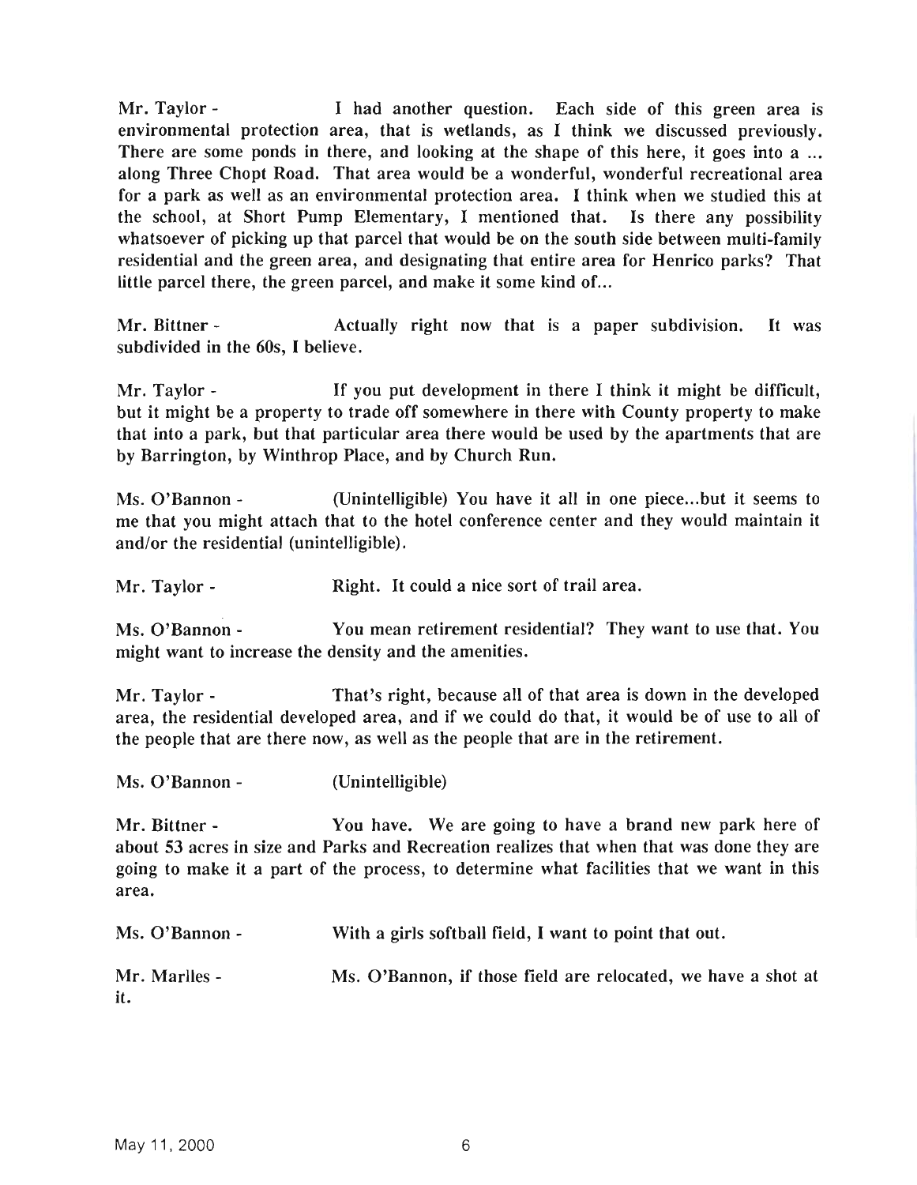Mr. Taylor - I had another question. Each side of this green area is environmental protection area, that is wetlands, as I think we discussed previously. There are some ponds in there, and looking at the shape of this here, it goes into a ... along Three Chopt Road. That area would be a wonderful, wonderful recreational area for a park as well as an environmental protection area. I think when we studied this at the school, at Short Pump Elementary, I mentioned that. Is there any possibility whatsoever of picking up that parcel that would be on the south side between multi-family residential and the green area, and designating that entire area for Henrico parks? That little parcel there, the green parcel, and make it some kind of...

Mr. Bittner - Actually right now that is a paper subdivision. It was subdivided in the 60s, I believe.

Mr. Taylor - If you put development in there I think it might be difficult, but it might be a property to trade off somewhere in there with County property to make that into a park, but that particular area there would be used by the apartments that are by Barrington, by Winthrop Place, and by Church Run.

Ms. O'Bannon - (Unintelligible) You have it all in one piece...but it seems to me that you might attach that to the hotel conference center and they would maintain it and/or the residential (unintelligible).

Mr. Taylor - Right. It could a nice sort of trail area.

Ms. O'Bannon - You mean retirement residential? They want to use that. You might want to increase the density and the amenities.

Mr. Taylor - That's right, because all of that area is down in the developed area, the residential developed area, and if we could do that, it would be of use to all of the people that are there now, as well as the people that are in the retirement.

Ms. O'Bannon - (Unintelligible)

Mr. Bittner - You have. We are going to have a brand new park here of about 53 acres in size and Parks and Recreation realizes that when that was done they are going to make it a part of the process, to determine what facilities that we want in this area.

Ms. O'Bannon - With a girls softball field, I want to point that out.

Mr. Marlles - Ms. O'Bannon, if those field are relocated, we have a shot at it.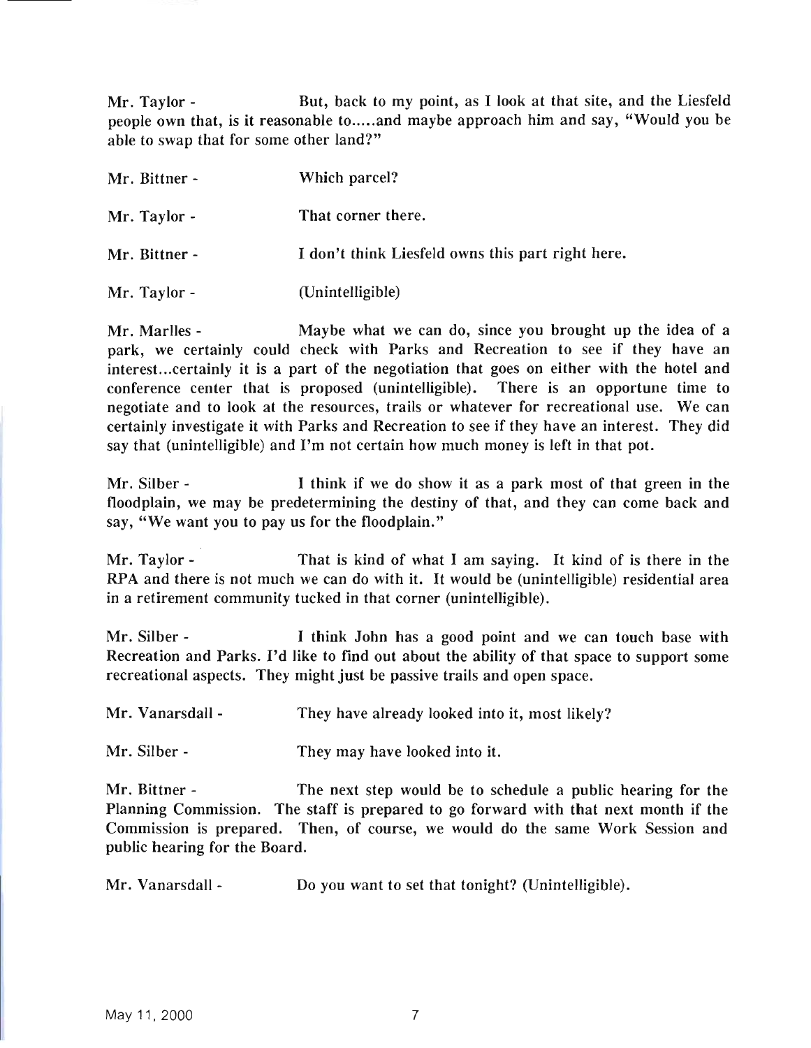Mr. Taylor - But, back to my point, as I look at that site, and the Liesfeld people own that, is it reasonable to.....and maybe approach him and say, "Would you be able to swap that for some other land?"

Mr. Bittner - Which parcel?

Mr. Taylor - That corner there.

Mr. Bittner - I don't think Liesfeld owns this part right here.

Mr. Taylor - (Unintelligible)

Mr. Marlles - Maybe what we can do, since you brought up the idea of a park, we certainly could check with Parks and Recreation to see if they have an interest...certainly it is a part of the negotiation that goes on either with the hotel and conference center that is proposed (unintelligible). There is an opportune time to negotiate and to look at the resources, trails or whatever for recreational use. We can certainly investigate it with Parks and Recreation to see if they have an interest. They did say that (unintelligible) and I'm not certain how much money is left in that pot.

Mr. Silber - I think if we do show it as a park most of that green in the floodplain, we may be predetermining the destiny of that, and they can come back and say, "We want you to pay us for the floodplain."

Mr. Taylor - That is kind of what I am saying. It kind of is there in the RPA and there is not much we can do with it. It would be (unintelligible) residential area in a retirement community tucked in that corner (unintelligible).

Mr. Silber - I think John has a good point and we can touch base with Recreation and Parks. I'd like to find out about the ability of that space to support some recreational aspects. They might just be passive trails and open space.

Mr. Vanarsdall - They have already looked into it, most likely?

Mr. Silber - They may have looked into it.

Mr. Bittner - The next step would be to schedule a public hearing for the Planning Commission. The staff is prepared to go forward with that next month if the Commission is prepared. Then, of course, we would do the same Work Session and public hearing for the Board.

Mr. Vanarsdall - Do you want to set that tonight? (Unintelligible).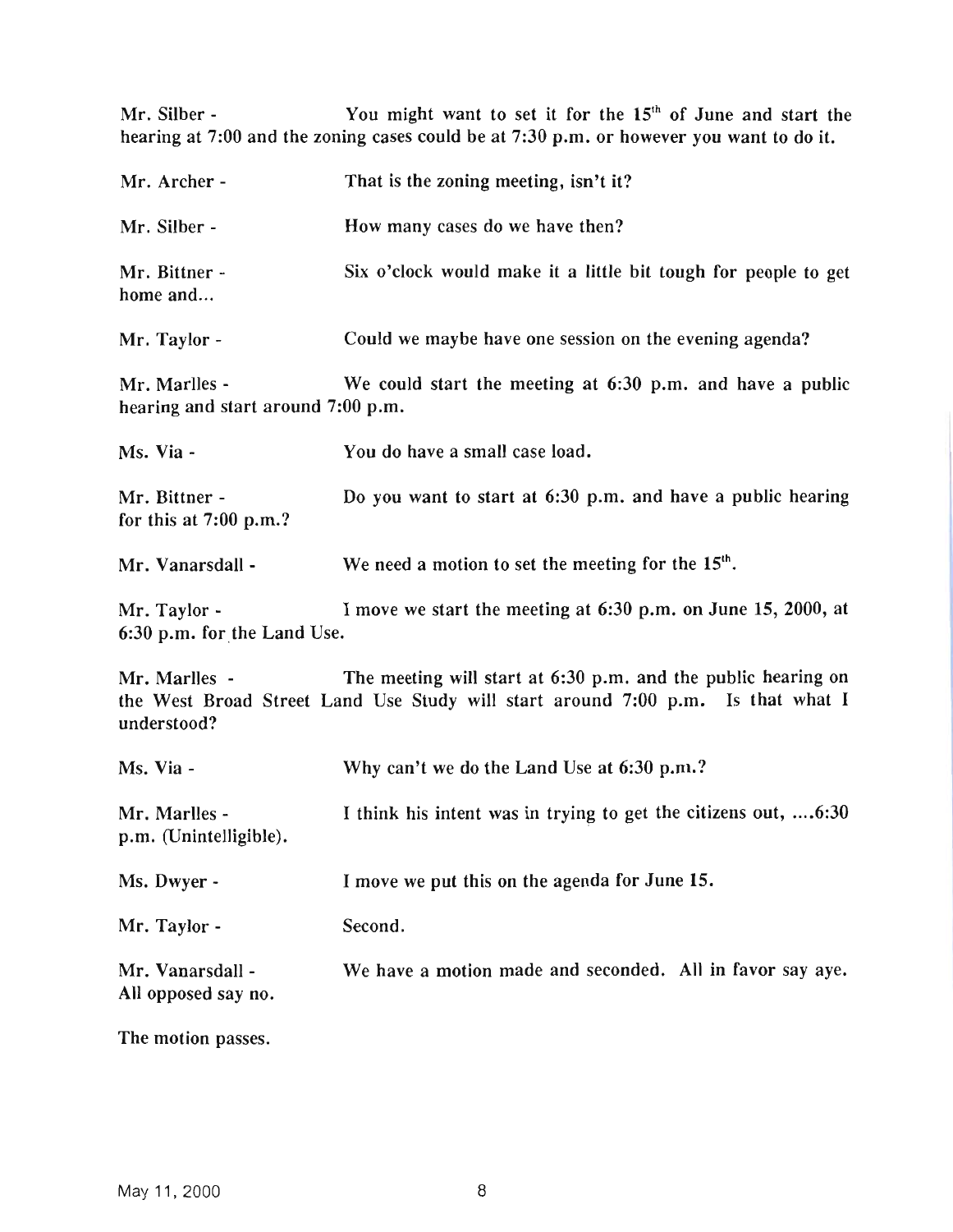Mr. Silber - You might want to set it for the 15th of June and start the hearing at 7:00 and the zoning cases could be at 7:30 p.m. or however you want to do it.

Mr. Archer - That is the zoning meeting, isn't it?

Mr. Silber - How many cases do we have then?

Mr. Bittner - Six o'clock would make it a little bit tough for people to get home and...

Mr. Taylor - Could we maybe have one session on the evening agenda?

Mr. Marlles - We could start the meeting at 6:30 p.m. and have a public hearing and start around 7:00 p.m.

Ms. Via - You do have a small case load.

Mr. Bittner - Do you want to start at 6:30 p.m. and have a public hearing for this at 7:00 p.m.?

Mr. Vanarsdall - We need a motion to set the meeting for the 15th.

Mr. Taylor - I move we start the meeting at 6:30 p.m. on June 15, 2000, at 6:30 p.m. for the Land Use.

Mr. Marlles - The meeting will start at 6:30 p.m. and the public hearing on the West Broad Street Land Use Study will start around 7:00 p.m. Is that what I understood?

Ms. Via - Why can't we do the Land Use at 6:30 p.m.?

Mr. Marlles - I think his intent was in trying to get the citizens out, ....6:30 p.m. (Unintelligible).

Ms. Dwyer - I move we put this on the agenda for June 15.

Mr. Taylor - Second.

Mr. Vanarsdall - We have a motion made and seconded. All in favor say aye. All opposed say no.

The motion passes.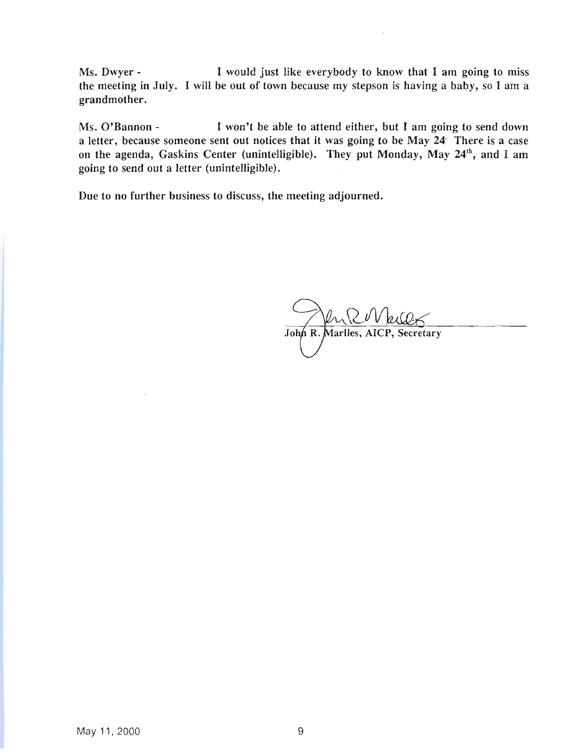Ms. Dwyer - I would just like everybody to know that I am going to miss the meeting in July. I will be out of town because my stepson is having a baby, so I am a grandmother.

Ms. O'Bannon - I won't be able to attend either, but I am going to send down a letter, because someone sent out notices that it was going to be May 24. There is a case on the agenda, Gaskins Center (unintelligible). They put Monday, May 24th, and I am going to send out a letter (unintelligible).

Due to no further business to discuss, the meeting adjourned.

John R. Marlles, AICP, Secretary

May 11, 2000